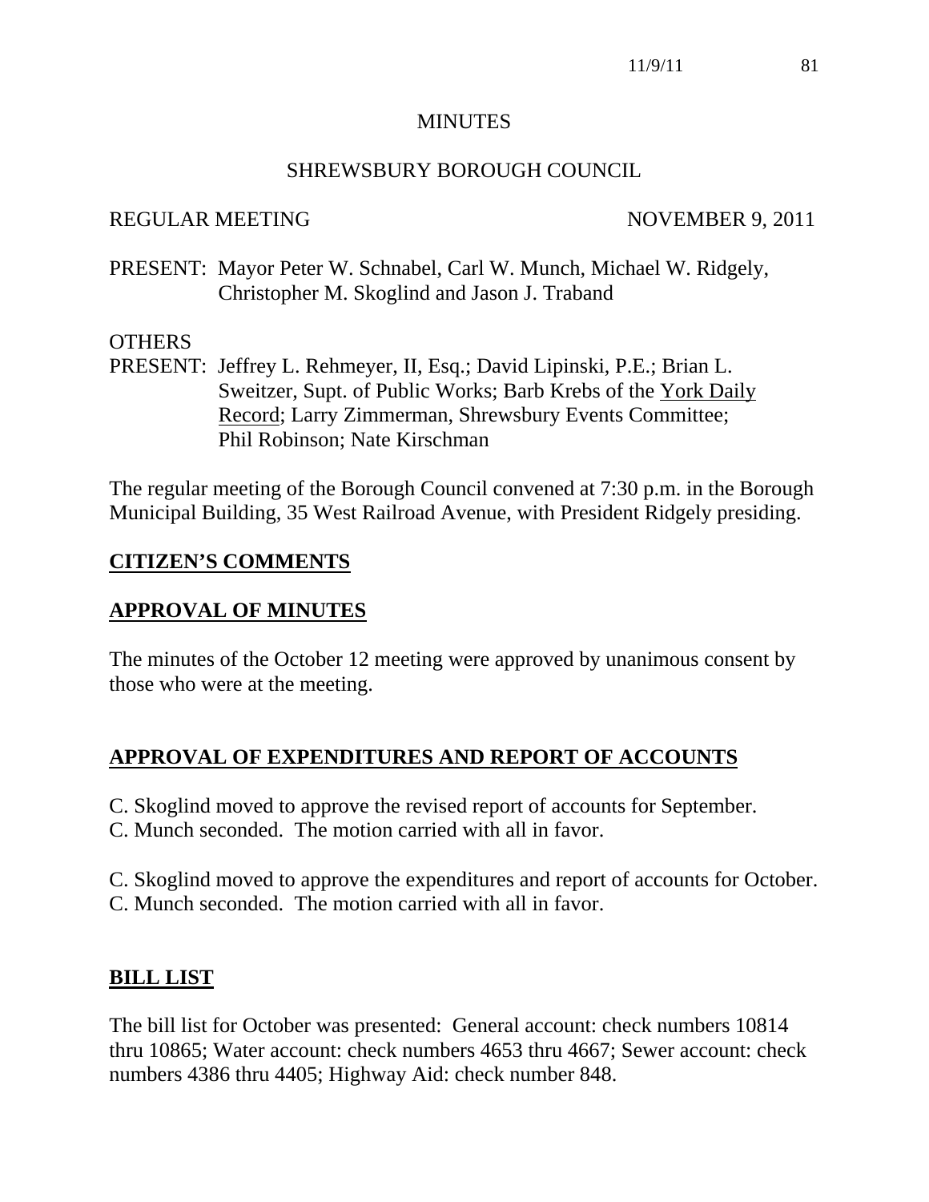# MINUTES

## SHREWSBURY BOROUGH COUNCIL

REGULAR MEETING NOVEMBER 9, 2011

PRESENT: Mayor Peter W. Schnabel, Carl W. Munch, Michael W. Ridgely, Christopher M. Skoglind and Jason J. Traband

OTHERS
PRESENT: Jeffrey L. Rehmeyer, II, Esq.; David Lipinski, P.E.; Brian L. Sweitzer, Supt. of Public Works; Barb Krebs of the York Daily Record; Larry Zimmerman, Shrewsbury Events Committee; Phil Robinson; Nate Kirschman

The regular meeting of the Borough Council convened at 7:30 p.m. in the Borough Municipal Building, 35 West Railroad Avenue, with President Ridgely presiding.

## CITIZEN'S COMMENTS

## APPROVAL OF MINUTES

The minutes of the October 12 meeting were approved by unanimous consent by those who were at the meeting.

## APPROVAL OF EXPENDITURES AND REPORT OF ACCOUNTS

C. Skoglind moved to approve the revised report of accounts for September.
C. Munch seconded. The motion carried with all in favor.

C. Skoglind moved to approve the expenditures and report of accounts for October.
C. Munch seconded. The motion carried with all in favor.

## BILL LIST

The bill list for October was presented: General account: check numbers 10814 thru 10865; Water account: check numbers 4653 thru 4667; Sewer account: check numbers 4386 thru 4405; Highway Aid: check number 848.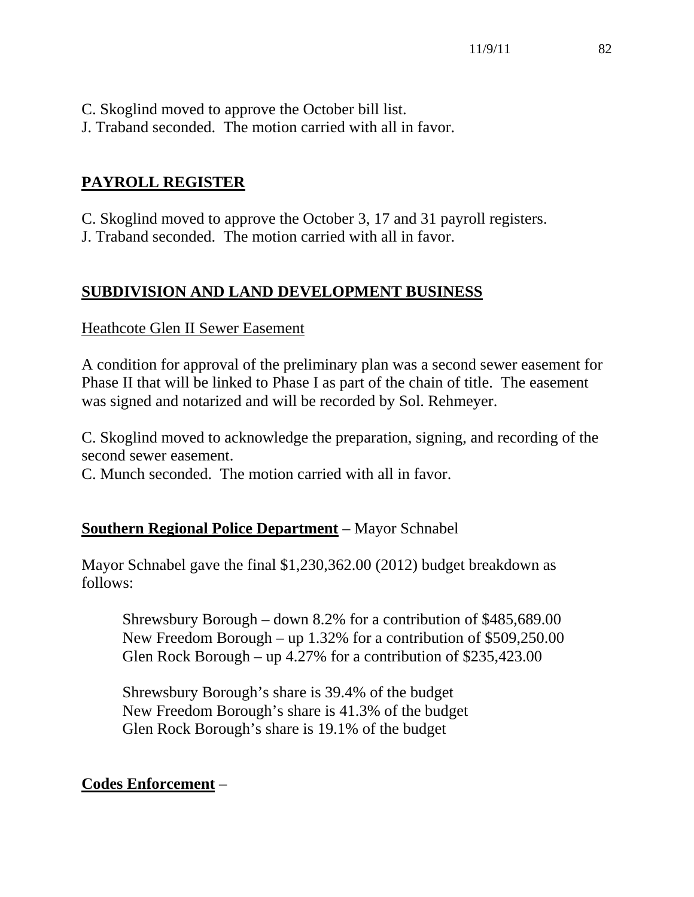C. Skoglind moved to approve the October bill list.
J. Traband seconded. The motion carried with all in favor.

## **PAYROLL REGISTER**

C. Skoglind moved to approve the October 3, 17 and 31 payroll registers.
J. Traband seconded. The motion carried with all in favor.

## **SUBDIVISION AND LAND DEVELOPMENT BUSINESS**

Heathcote Glen II Sewer Easement

A condition for approval of the preliminary plan was a second sewer easement for Phase II that will be linked to Phase I as part of the chain of title. The easement was signed and notarized and will be recorded by Sol. Rehmeyer.

C. Skoglind moved to acknowledge the preparation, signing, and recording of the second sewer easement.
C. Munch seconded. The motion carried with all in favor.

**Southern Regional Police Department** – Mayor Schnabel

Mayor Schnabel gave the final $1,230,362.00 (2012) budget breakdown as follows:

Shrewsbury Borough – down 8.2% for a contribution of $485,689.00
New Freedom Borough – up 1.32% for a contribution of $509,250.00
Glen Rock Borough – up 4.27% for a contribution of $235,423.00

Shrewsbury Borough's share is 39.4% of the budget
New Freedom Borough's share is 41.3% of the budget
Glen Rock Borough's share is 19.1% of the budget

**Codes Enforcement** –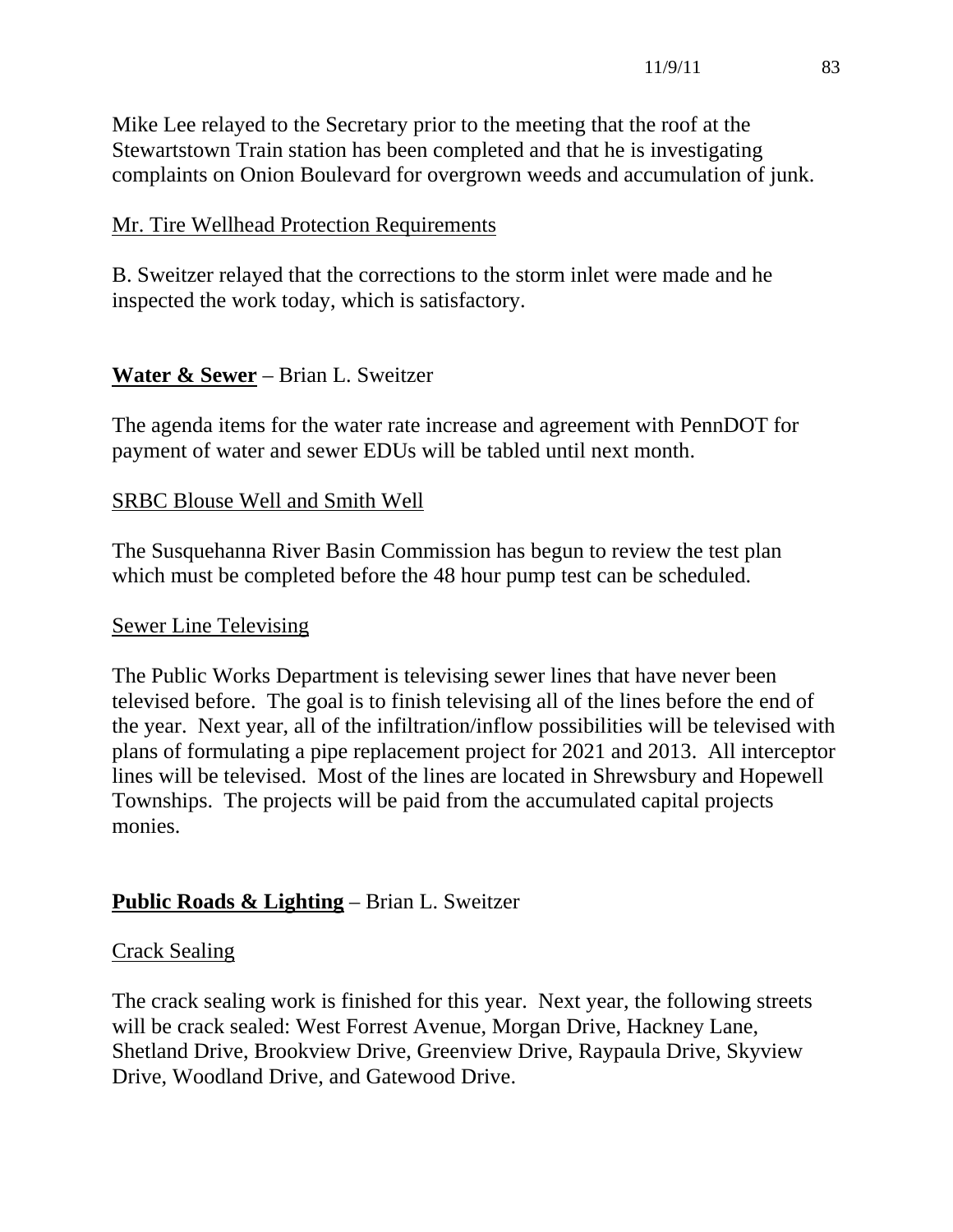Mike Lee relayed to the Secretary prior to the meeting that the roof at the Stewartstown Train station has been completed and that he is investigating complaints on Onion Boulevard for overgrown weeds and accumulation of junk.

<u>Mr. Tire Wellhead Protection Requirements</u>

B. Sweitzer relayed that the corrections to the storm inlet were made and he inspected the work today, which is satisfactory.

**<u>Water & Sewer</u>** – Brian L. Sweitzer

The agenda items for the water rate increase and agreement with PennDOT for payment of water and sewer EDUs will be tabled until next month.

<u>SRBC Blouse Well and Smith Well</u>

The Susquehanna River Basin Commission has begun to review the test plan which must be completed before the 48 hour pump test can be scheduled.

<u>Sewer Line Televising</u>

The Public Works Department is televising sewer lines that have never been televised before. The goal is to finish televising all of the lines before the end of the year. Next year, all of the infiltration/inflow possibilities will be televised with plans of formulating a pipe replacement project for 2021 and 2013. All interceptor lines will be televised. Most of the lines are located in Shrewsbury and Hopewell Townships. The projects will be paid from the accumulated capital projects monies.

**<u>Public Roads & Lighting</u>** – Brian L. Sweitzer

<u>Crack Sealing</u>

The crack sealing work is finished for this year. Next year, the following streets will be crack sealed: West Forrest Avenue, Morgan Drive, Hackney Lane, Shetland Drive, Brookview Drive, Greenview Drive, Raypaula Drive, Skyview Drive, Woodland Drive, and Gatewood Drive.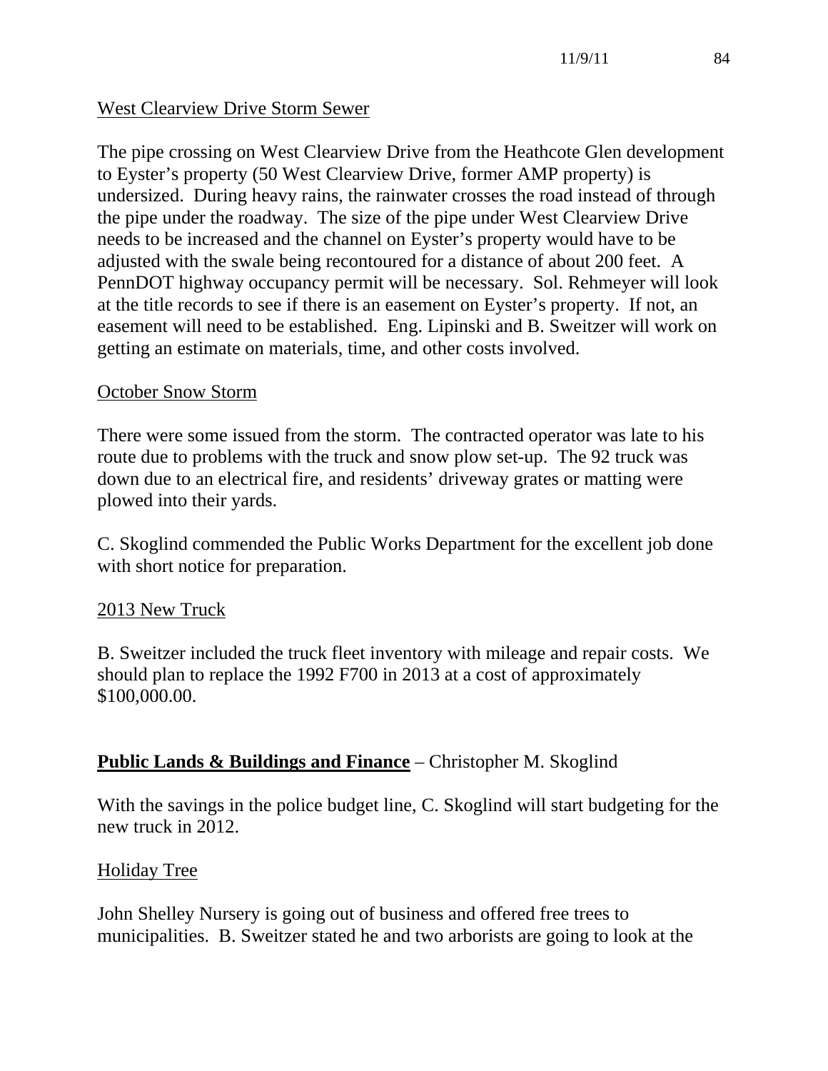West Clearview Drive Storm Sewer

The pipe crossing on West Clearview Drive from the Heathcote Glen development to Eyster's property (50 West Clearview Drive, former AMP property) is undersized. During heavy rains, the rainwater crosses the road instead of through the pipe under the roadway. The size of the pipe under West Clearview Drive needs to be increased and the channel on Eyster's property would have to be adjusted with the swale being recontoured for a distance of about 200 feet. A PennDOT highway occupancy permit will be necessary. Sol. Rehmeyer will look at the title records to see if there is an easement on Eyster's property. If not, an easement will need to be established. Eng. Lipinski and B. Sweitzer will work on getting an estimate on materials, time, and other costs involved.

October Snow Storm

There were some issued from the storm. The contracted operator was late to his route due to problems with the truck and snow plow set-up. The 92 truck was down due to an electrical fire, and residents' driveway grates or matting were plowed into their yards.

C. Skoglind commended the Public Works Department for the excellent job done with short notice for preparation.

2013 New Truck

B. Sweitzer included the truck fleet inventory with mileage and repair costs. We should plan to replace the 1992 F700 in 2013 at a cost of approximately $100,000.00.

**Public Lands & Buildings and Finance** – Christopher M. Skoglind

With the savings in the police budget line, C. Skoglind will start budgeting for the new truck in 2012.

Holiday Tree

John Shelley Nursery is going out of business and offered free trees to municipalities. B. Sweitzer stated he and two arborists are going to look at the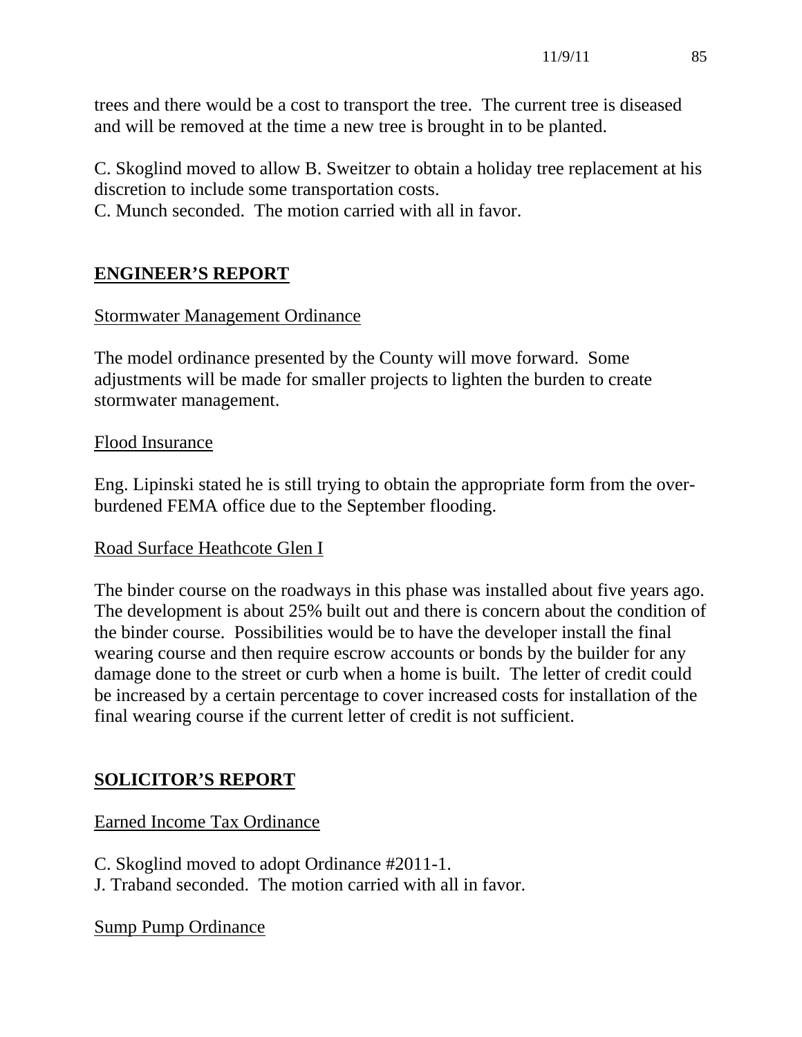trees and there would be a cost to transport the tree. The current tree is diseased and will be removed at the time a new tree is brought in to be planted.

C. Skoglind moved to allow B. Sweitzer to obtain a holiday tree replacement at his discretion to include some transportation costs.
C. Munch seconded. The motion carried with all in favor.

## ENGINEER'S REPORT

### Stormwater Management Ordinance

The model ordinance presented by the County will move forward. Some adjustments will be made for smaller projects to lighten the burden to create stormwater management.

### Flood Insurance

Eng. Lipinski stated he is still trying to obtain the appropriate form from the over-burdened FEMA office due to the September flooding.

### Road Surface Heathcote Glen I

The binder course on the roadways in this phase was installed about five years ago. The development is about 25% built out and there is concern about the condition of the binder course. Possibilities would be to have the developer install the final wearing course and then require escrow accounts or bonds by the builder for any damage done to the street or curb when a home is built. The letter of credit could be increased by a certain percentage to cover increased costs for installation of the final wearing course if the current letter of credit is not sufficient.

## SOLICITOR'S REPORT

### Earned Income Tax Ordinance

C. Skoglind moved to adopt Ordinance #2011-1.
J. Traband seconded. The motion carried with all in favor.

### Sump Pump Ordinance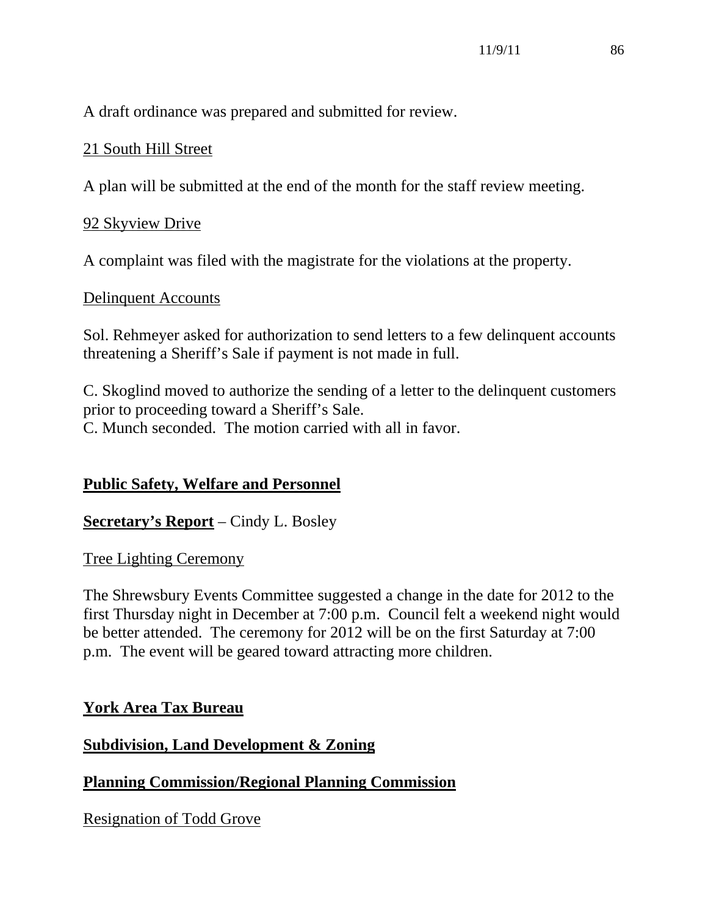A draft ordinance was prepared and submitted for review.

21 South Hill Street

A plan will be submitted at the end of the month for the staff review meeting.

92 Skyview Drive

A complaint was filed with the magistrate for the violations at the property.

Delinquent Accounts

Sol. Rehmeyer asked for authorization to send letters to a few delinquent accounts threatening a Sheriff's Sale if payment is not made in full.

C. Skoglind moved to authorize the sending of a letter to the delinquent customers prior to proceeding toward a Sheriff's Sale.
C. Munch seconded. The motion carried with all in favor.

## Public Safety, Welfare and Personnel

**Secretary's Report** – Cindy L. Bosley

Tree Lighting Ceremony

The Shrewsbury Events Committee suggested a change in the date for 2012 to the first Thursday night in December at 7:00 p.m. Council felt a weekend night would be better attended. The ceremony for 2012 will be on the first Saturday at 7:00 p.m. The event will be geared toward attracting more children.

## York Area Tax Bureau

## Subdivision, Land Development & Zoning

## Planning Commission/Regional Planning Commission

Resignation of Todd Grove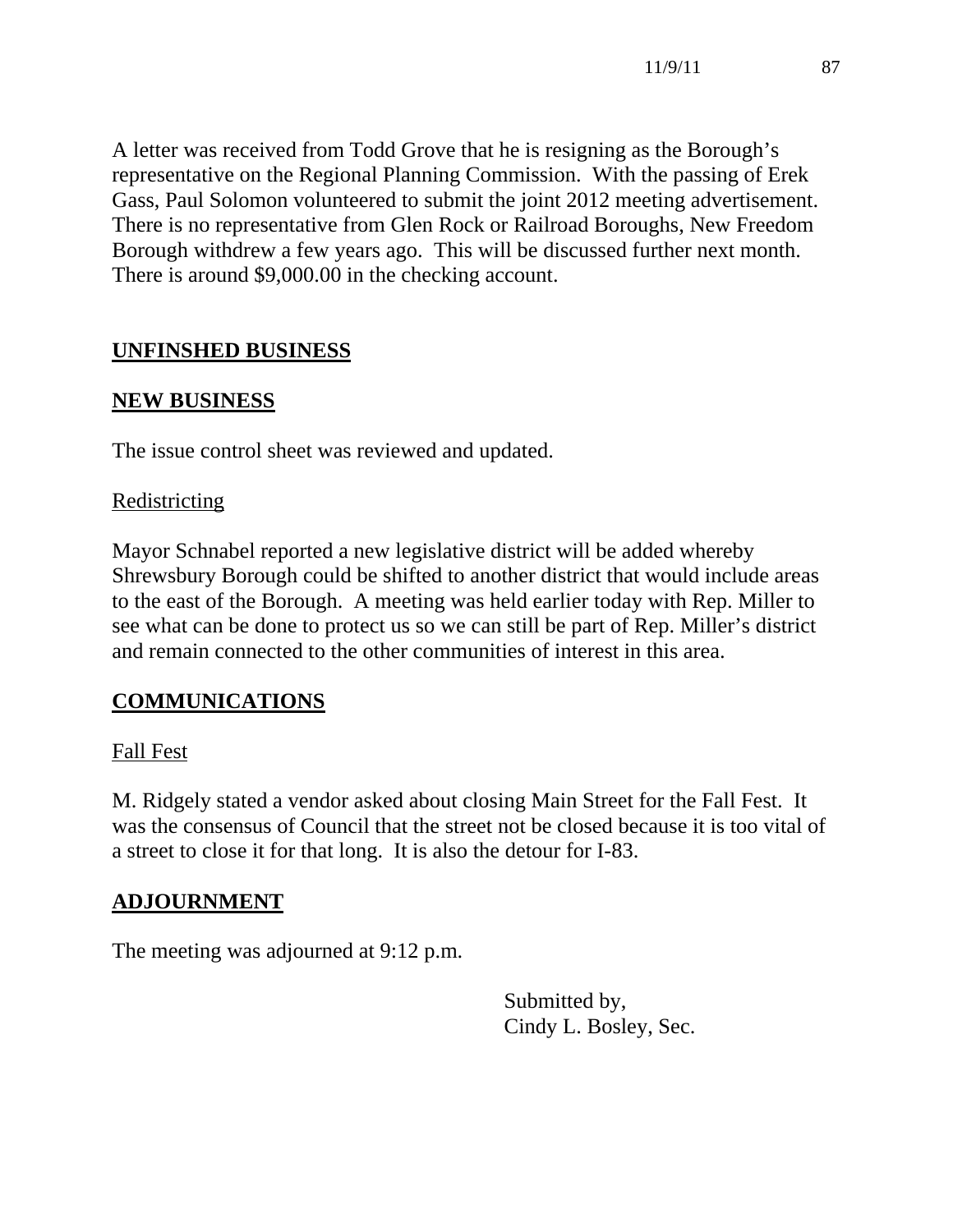A letter was received from Todd Grove that he is resigning as the Borough's representative on the Regional Planning Commission. With the passing of Erek Gass, Paul Solomon volunteered to submit the joint 2012 meeting advertisement. There is no representative from Glen Rock or Railroad Boroughs, New Freedom Borough withdrew a few years ago. This will be discussed further next month. There is around $9,000.00 in the checking account.

## UNFINSHED BUSINESS

## NEW BUSINESS

The issue control sheet was reviewed and updated.

### Redistricting

Mayor Schnabel reported a new legislative district will be added whereby Shrewsbury Borough could be shifted to another district that would include areas to the east of the Borough. A meeting was held earlier today with Rep. Miller to see what can be done to protect us so we can still be part of Rep. Miller's district and remain connected to the other communities of interest in this area.

## COMMUNICATIONS

### Fall Fest

M. Ridgely stated a vendor asked about closing Main Street for the Fall Fest. It was the consensus of Council that the street not be closed because it is too vital of a street to close it for that long. It is also the detour for I-83.

## ADJOURNMENT

The meeting was adjourned at 9:12 p.m.

Submitted by,
Cindy L. Bosley, Sec.